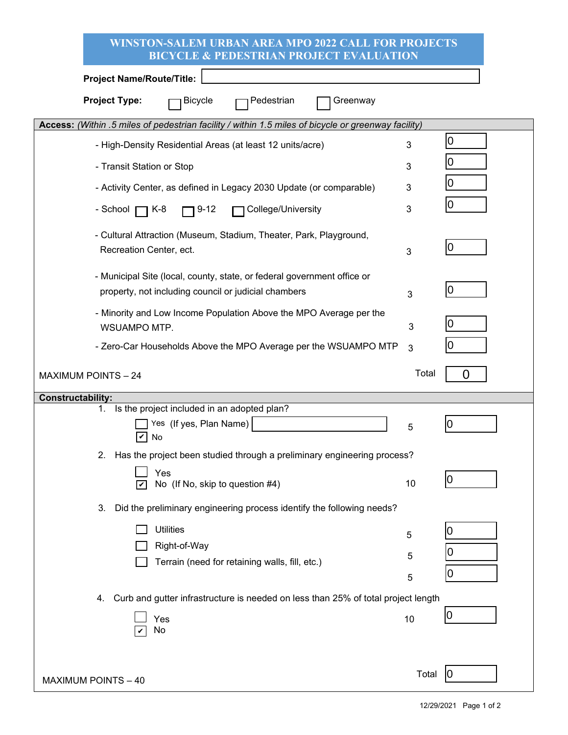# WINSTON-SALEM URBAN AREA MPO 2022 CALL FOR PROJECTS
# BICYCLE & PEDESTRIAN PROJECT EVALUATION

**Project Name/Route/Title:** 

**Project Type:** ☐ Bicycle ☐ Pedestrian ☐ Greenway

**Access:** *(Within .5 miles of pedestrian facility / within 1.5 miles of bicycle or greenway facility)*

| Criterion | Points | Score |
|---|---|---|
| - High-Density Residential Areas (at least 12 units/acre) | 3 | 0 |
| - Transit Station or Stop | 3 | 0 |
| - Activity Center, as defined in Legacy 2030 Update (or comparable) | 3 | 0 |
| - School ☐ K-8 ☐ 9-12 ☐ College/University | 3 | 0 |
| - Cultural Attraction (Museum, Stadium, Theater, Park, Playground, Recreation Center, ect. | 3 | 0 |
| - Municipal Site (local, county, state, or federal government office or property, not including council or judicial chambers | 3 | 0 |
| - Minority and Low Income Population Above the MPO Average per the WSUAMPO MTP. | 3 | 0 |
| - Zero-Car Households Above the MPO Average per the WSUAMPO MTP | 3 | 0 |
| MAXIMUM POINTS – 24 | Total | 0 |

**Constructability:**

1. Is the project included in an adopted plan? — 5 — Score: 0
   - ☐ Yes (If yes, Plan Name) 
   - ☑ No
2. Has the project been studied through a preliminary engineering process? — 10 — Score: 0
   - ☐ Yes
   - ☑ No (If No, skip to question #4)
3. Did the preliminary engineering process identify the following needs?
   - ☐ Utilities — 5 — Score: 0
   - ☐ Right-of-Way — 5 — Score: 0
   - ☐ Terrain (need for retaining walls, fill, etc.) — 5 — Score: 0
4. Curb and gutter infrastructure is needed on less than 25% of total project length — 10 — Score: 0
   - ☐ Yes
   - ☑ No

MAXIMUM POINTS – 40 Total: 0

12/29/2021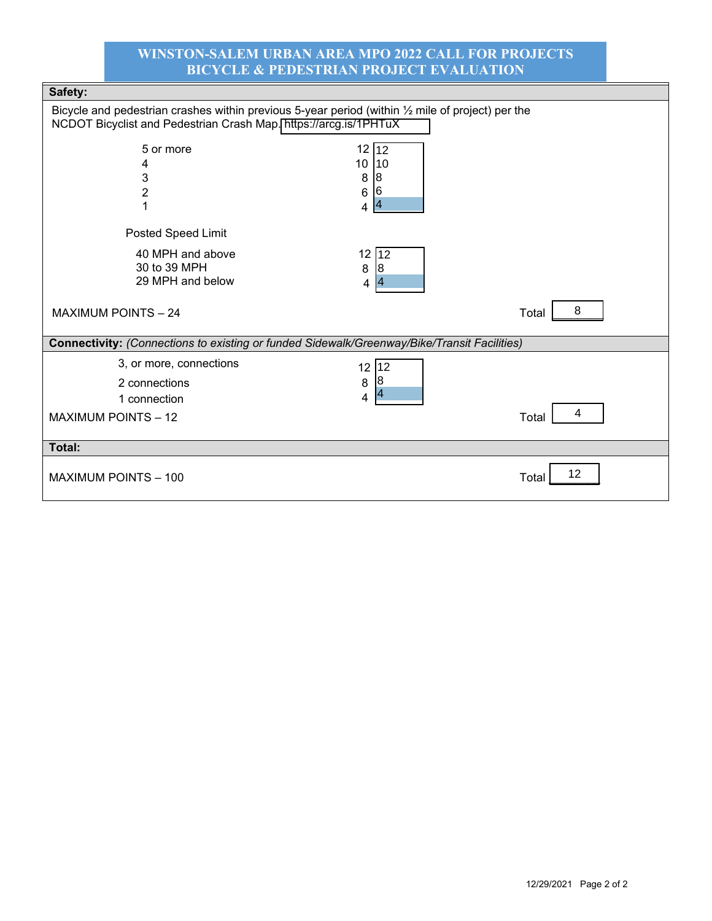# WINSTON-SALEM URBAN AREA MPO 2022 CALL FOR PROJECTS
# BICYCLE & PEDESTRIAN PROJECT EVALUATION

**Safety:**

Bicycle and pedestrian crashes within previous 5-year period (within ½ mile of project) per the NCDOT Bicyclist and Pedestrian Crash Map. https://arcg.is/1PHTuX

| | | |
|---|---|---|
| 5 or more | 12 | 12 |
| 4 | 10 | 10 |
| 3 | 8 | 8 |
| 2 | 6 | 6 |
| 1 | 4 | 4 |

Posted Speed Limit

| | | |
|---|---|---|
| 40 MPH and above | 12 | 12 |
| 30 to 39 MPH | 8 | 8 |
| 29 MPH and below | 4 | 4 |

MAXIMUM POINTS – 24 Total 8

**Connectivity:** *(Connections to existing or funded Sidewalk/Greenway/Bike/Transit Facilities)*

| | | |
|---|---|---|
| 3, or more, connections | 12 | 12 |
| 2 connections | 8 | 8 |
| 1 connection | 4 | 4 |

MAXIMUM POINTS – 12 Total 4

**Total:**

MAXIMUM POINTS – 100 Total 12

12/29/2021